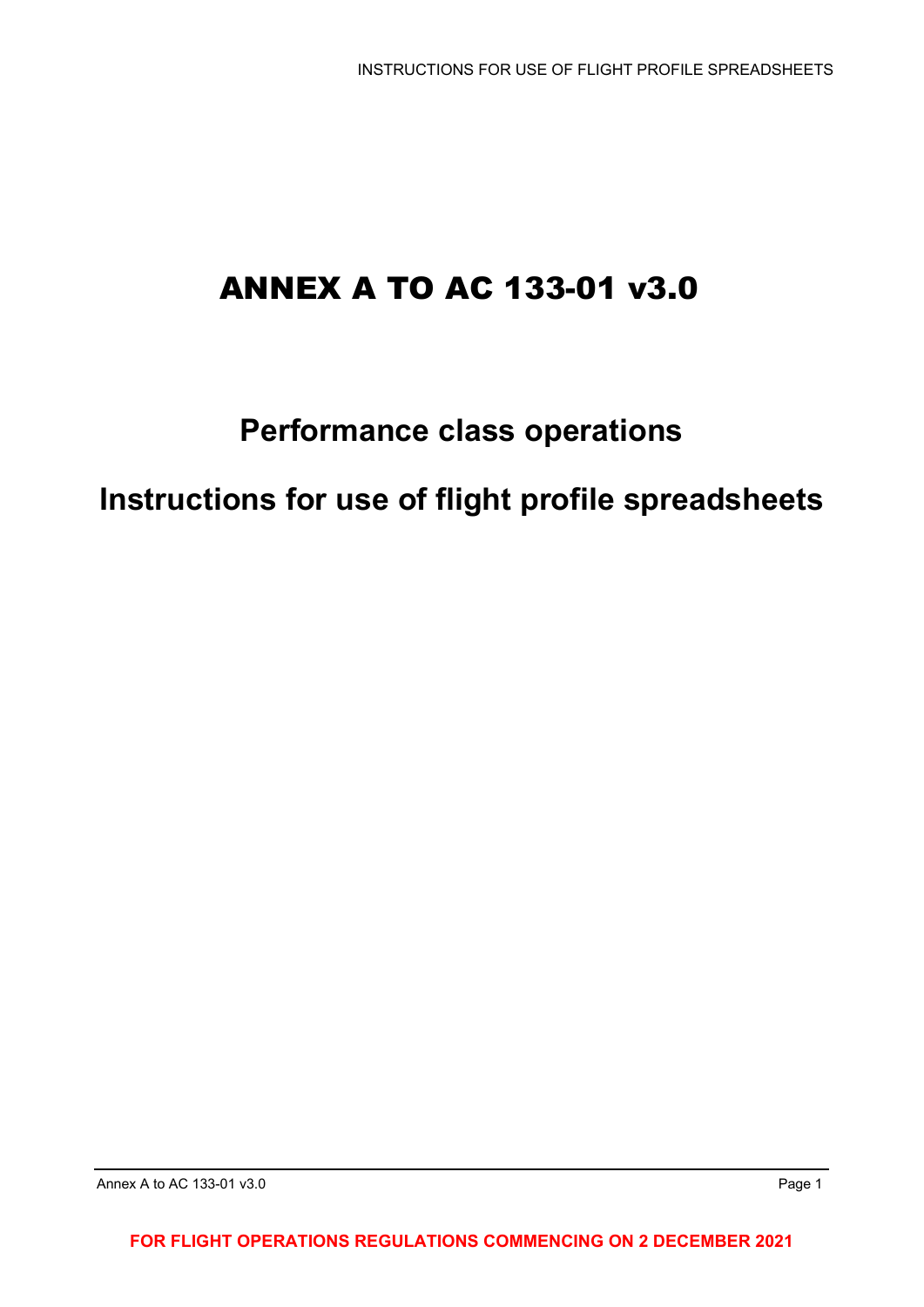# ANNEX A TO AC 133-01 v3.0

## Performance class operations

## Instructions for use of flight profile spreadsheets

**FOR FLIGHT OPERATIONS REGULATIONS COMMENCING ON 2 DECEMBER 2021**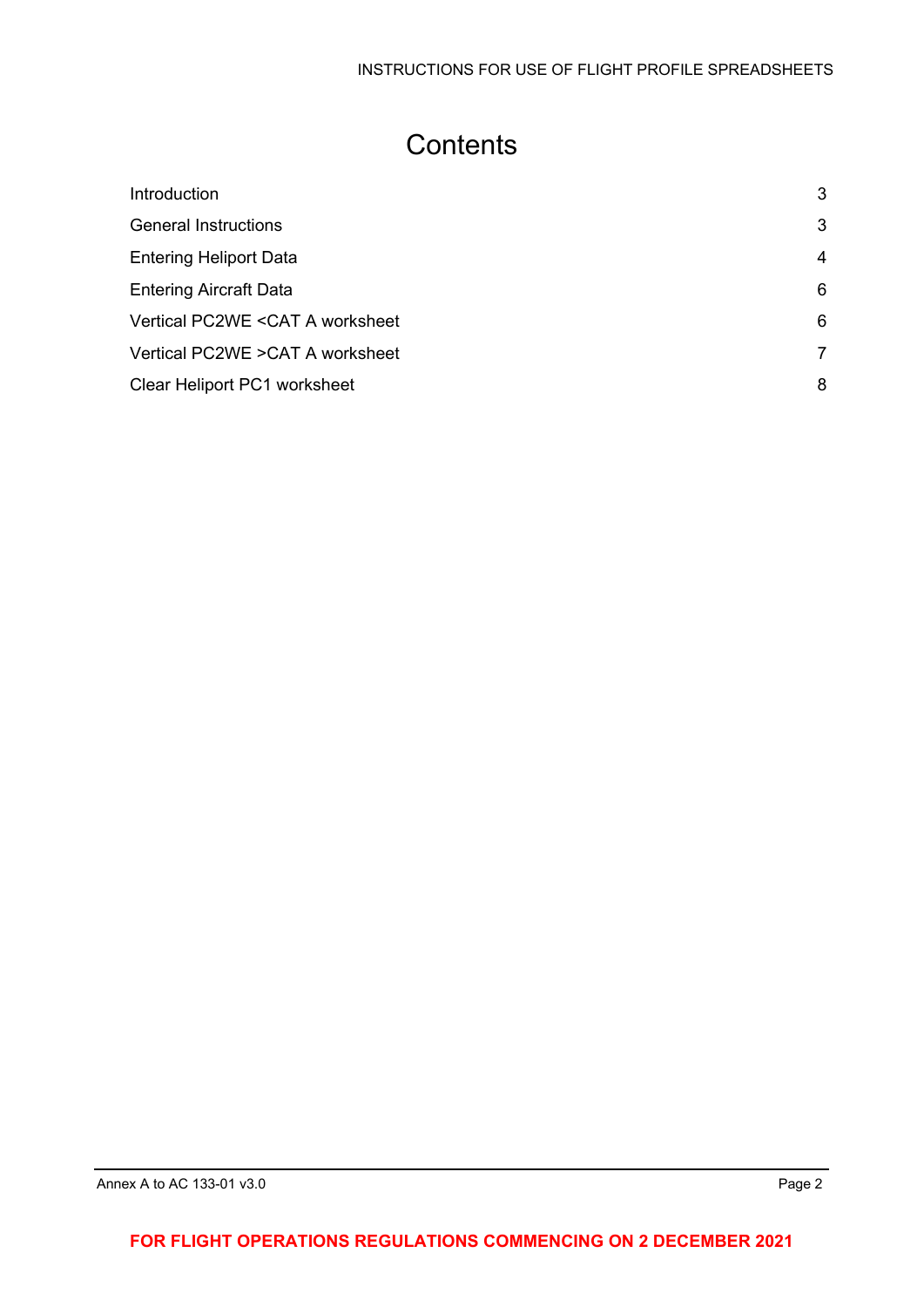# Contents

| | |
|---|---|
| Introduction | 3 |
| General Instructions | 3 |
| Entering Heliport Data | 4 |
| Entering Aircraft Data | 6 |
| Vertical PC2WE <CAT A worksheet | 6 |
| Vertical PC2WE >CAT A worksheet | 7 |
| Clear Heliport PC1 worksheet | 8 |

**FOR FLIGHT OPERATIONS REGULATIONS COMMENCING ON 2 DECEMBER 2021**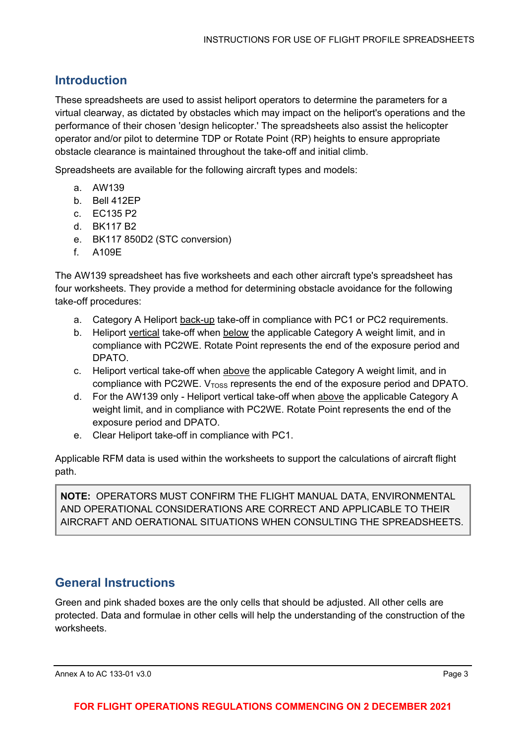## Introduction

These spreadsheets are used to assist heliport operators to determine the parameters for a virtual clearway, as dictated by obstacles which may impact on the heliport's operations and the performance of their chosen 'design helicopter.' The spreadsheets also assist the helicopter operator and/or pilot to determine TDP or Rotate Point (RP) heights to ensure appropriate obstacle clearance is maintained throughout the take-off and initial climb.

Spreadsheets are available for the following aircraft types and models:

a. AW139
b. Bell 412EP
c. EC135 P2
d. BK117 B2
e. BK117 850D2 (STC conversion)
f. A109E

The AW139 spreadsheet has five worksheets and each other aircraft type's spreadsheet has four worksheets. They provide a method for determining obstacle avoidance for the following take-off procedures:

a. Category A Heliport back-up take-off in compliance with PC1 or PC2 requirements.
b. Heliport vertical take-off when below the applicable Category A weight limit, and in compliance with PC2WE. Rotate Point represents the end of the exposure period and DPATO.
c. Heliport vertical take-off when above the applicable Category A weight limit, and in compliance with PC2WE. $V_{TOSS}$ represents the end of the exposure period and DPATO.
d. For the AW139 only - Heliport vertical take-off when above the applicable Category A weight limit, and in compliance with PC2WE. Rotate Point represents the end of the exposure period and DPATO.
e. Clear Heliport take-off in compliance with PC1.

Applicable RFM data is used within the worksheets to support the calculations of aircraft flight path.

> **NOTE:** OPERATORS MUST CONFIRM THE FLIGHT MANUAL DATA, ENVIRONMENTAL AND OPERATIONAL CONSIDERATIONS ARE CORRECT AND APPLICABLE TO THEIR AIRCRAFT AND OERATIONAL SITUATIONS WHEN CONSULTING THE SPREADSHEETS.

## General Instructions

Green and pink shaded boxes are the only cells that should be adjusted. All other cells are protected. Data and formulae in other cells will help the understanding of the construction of the worksheets.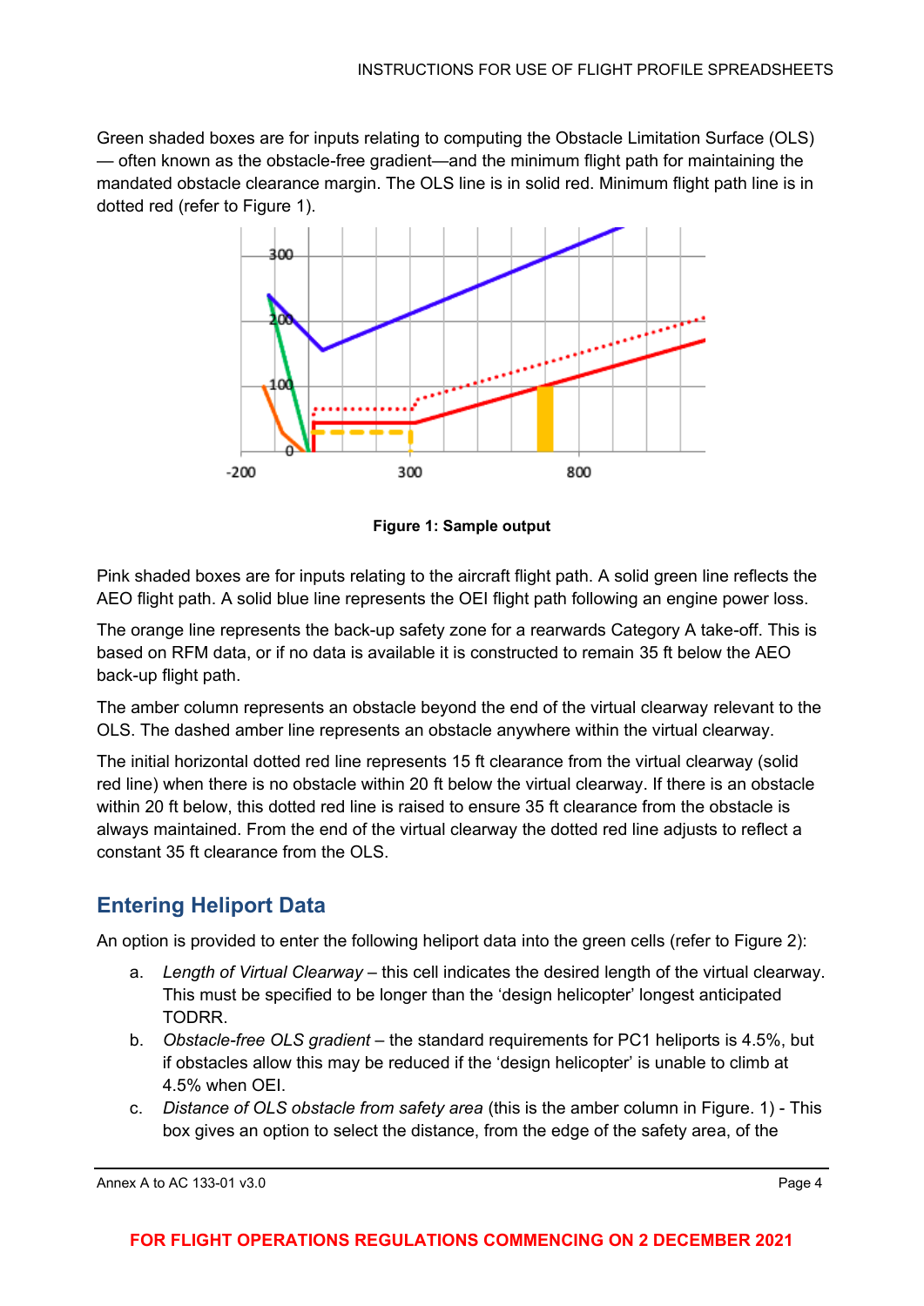Green shaded boxes are for inputs relating to computing the Obstacle Limitation Surface (OLS) — often known as the obstacle-free gradient—and the minimum flight path for maintaining the mandated obstacle clearance margin. The OLS line is in solid red. Minimum flight path line is in dotted red (refer to Figure 1).

**Figure 1: Sample output**

Pink shaded boxes are for inputs relating to the aircraft flight path. A solid green line reflects the AEO flight path. A solid blue line represents the OEI flight path following an engine power loss.

The orange line represents the back-up safety zone for a rearwards Category A take-off. This is based on RFM data, or if no data is available it is constructed to remain 35 ft below the AEO back-up flight path.

The amber column represents an obstacle beyond the end of the virtual clearway relevant to the OLS. The dashed amber line represents an obstacle anywhere within the virtual clearway.

The initial horizontal dotted red line represents 15 ft clearance from the virtual clearway (solid red line) when there is no obstacle within 20 ft below the virtual clearway. If there is an obstacle within 20 ft below, this dotted red line is raised to ensure 35 ft clearance from the obstacle is always maintained. From the end of the virtual clearway the dotted red line adjusts to reflect a constant 35 ft clearance from the OLS.

## Entering Heliport Data

An option is provided to enter the following heliport data into the green cells (refer to Figure 2):

a. *Length of Virtual Clearway* – this cell indicates the desired length of the virtual clearway. This must be specified to be longer than the 'design helicopter' longest anticipated TODRR.

b. *Obstacle-free OLS gradient* – the standard requirements for PC1 heliports is 4.5%, but if obstacles allow this may be reduced if the 'design helicopter' is unable to climb at 4.5% when OEI.

c. *Distance of OLS obstacle from safety area* (this is the amber column in Figure. 1) - This box gives an option to select the distance, from the edge of the safety area, of the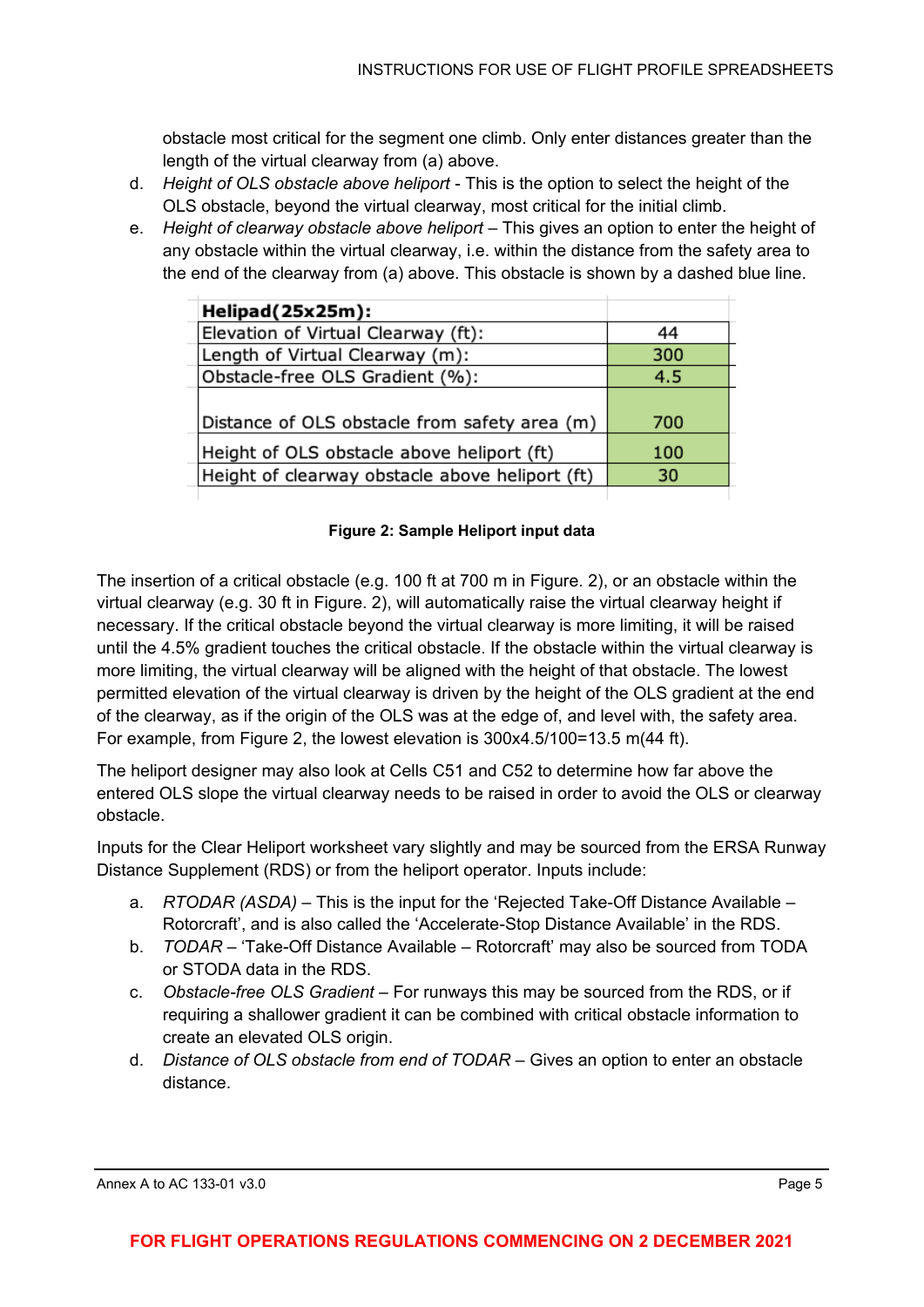obstacle most critical for the segment one climb. Only enter distances greater than the length of the virtual clearway from (a) above.

d. *Height of OLS obstacle above heliport* - This is the option to select the height of the OLS obstacle, beyond the virtual clearway, most critical for the initial climb.

e. *Height of clearway obstacle above heliport* – This gives an option to enter the height of any obstacle within the virtual clearway, i.e. within the distance from the safety area to the end of the clearway from (a) above. This obstacle is shown by a dashed blue line.

| **Helipad(25x25m):** | |
|---|---|
| Elevation of Virtual Clearway (ft): | 44 |
| Length of Virtual Clearway (m): | 300 |
| Obstacle-free OLS Gradient (%): | 4.5 |
| Distance of OLS obstacle from safety area (m) | 700 |
| Height of OLS obstacle above heliport (ft) | 100 |
| Height of clearway obstacle above heliport (ft) | 30 |

**Figure 2: Sample Heliport input data**

The insertion of a critical obstacle (e.g. 100 ft at 700 m in Figure. 2), or an obstacle within the virtual clearway (e.g. 30 ft in Figure. 2), will automatically raise the virtual clearway height if necessary. If the critical obstacle beyond the virtual clearway is more limiting, it will be raised until the 4.5% gradient touches the critical obstacle. If the obstacle within the virtual clearway is more limiting, the virtual clearway will be aligned with the height of that obstacle. The lowest permitted elevation of the virtual clearway is driven by the height of the OLS gradient at the end of the clearway, as if the origin of the OLS was at the edge of, and level with, the safety area. For example, from Figure 2, the lowest elevation is 300x4.5/100=13.5 m(44 ft).

The heliport designer may also look at Cells C51 and C52 to determine how far above the entered OLS slope the virtual clearway needs to be raised in order to avoid the OLS or clearway obstacle.

Inputs for the Clear Heliport worksheet vary slightly and may be sourced from the ERSA Runway Distance Supplement (RDS) or from the heliport operator. Inputs include:

a. *RTODAR (ASDA)* – This is the input for the 'Rejected Take-Off Distance Available – Rotorcraft', and is also called the 'Accelerate-Stop Distance Available' in the RDS.

b. *TODAR* – 'Take-Off Distance Available – Rotorcraft' may also be sourced from TODA or STODA data in the RDS.

c. *Obstacle-free OLS Gradient* – For runways this may be sourced from the RDS, or if requiring a shallower gradient it can be combined with critical obstacle information to create an elevated OLS origin.

d. *Distance of OLS obstacle from end of TODAR* – Gives an option to enter an obstacle distance.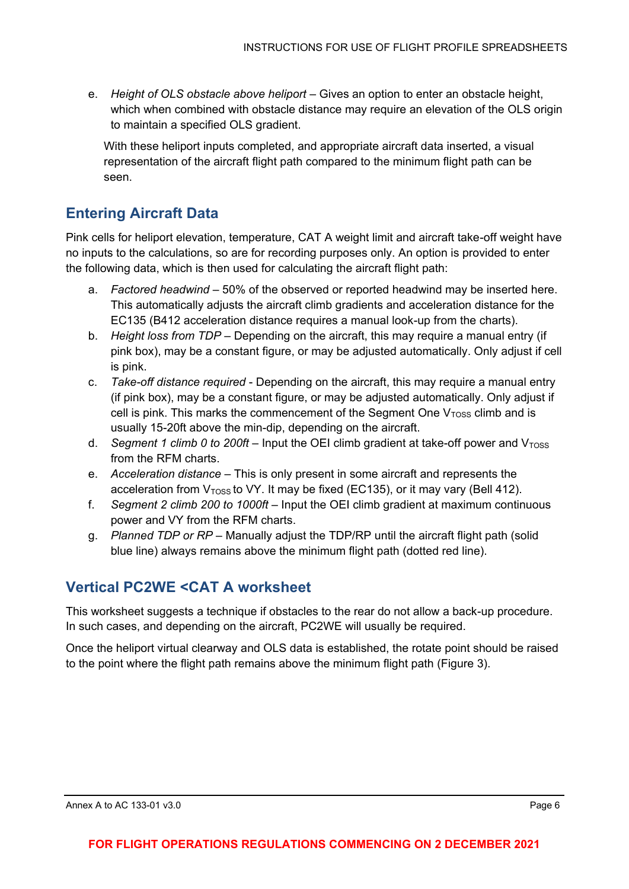e. *Height of OLS obstacle above heliport* – Gives an option to enter an obstacle height, which when combined with obstacle distance may require an elevation of the OLS origin to maintain a specified OLS gradient.

With these heliport inputs completed, and appropriate aircraft data inserted, a visual representation of the aircraft flight path compared to the minimum flight path can be seen.

## Entering Aircraft Data

Pink cells for heliport elevation, temperature, CAT A weight limit and aircraft take-off weight have no inputs to the calculations, so are for recording purposes only. An option is provided to enter the following data, which is then used for calculating the aircraft flight path:

a. *Factored headwind* – 50% of the observed or reported headwind may be inserted here. This automatically adjusts the aircraft climb gradients and acceleration distance for the EC135 (B412 acceleration distance requires a manual look-up from the charts).

b. *Height loss from TDP* – Depending on the aircraft, this may require a manual entry (if pink box), may be a constant figure, or may be adjusted automatically. Only adjust if cell is pink.

c. *Take-off distance required* - Depending on the aircraft, this may require a manual entry (if pink box), may be a constant figure, or may be adjusted automatically. Only adjust if cell is pink. This marks the commencement of the Segment One $V_{TOSS}$ climb and is usually 15-20ft above the min-dip, depending on the aircraft.

d. *Segment 1 climb 0 to 200ft* – Input the OEI climb gradient at take-off power and $V_{TOSS}$ from the RFM charts.

e. *Acceleration distance* – This is only present in some aircraft and represents the acceleration from $V_{TOSS}$ to VY. It may be fixed (EC135), or it may vary (Bell 412).

f. *Segment 2 climb 200 to 1000ft* – Input the OEI climb gradient at maximum continuous power and VY from the RFM charts.

g. *Planned TDP or RP* – Manually adjust the TDP/RP until the aircraft flight path (solid blue line) always remains above the minimum flight path (dotted red line).

## Vertical PC2WE <CAT A worksheet

This worksheet suggests a technique if obstacles to the rear do not allow a back-up procedure. In such cases, and depending on the aircraft, PC2WE will usually be required.

Once the heliport virtual clearway and OLS data is established, the rotate point should be raised to the point where the flight path remains above the minimum flight path (Figure 3).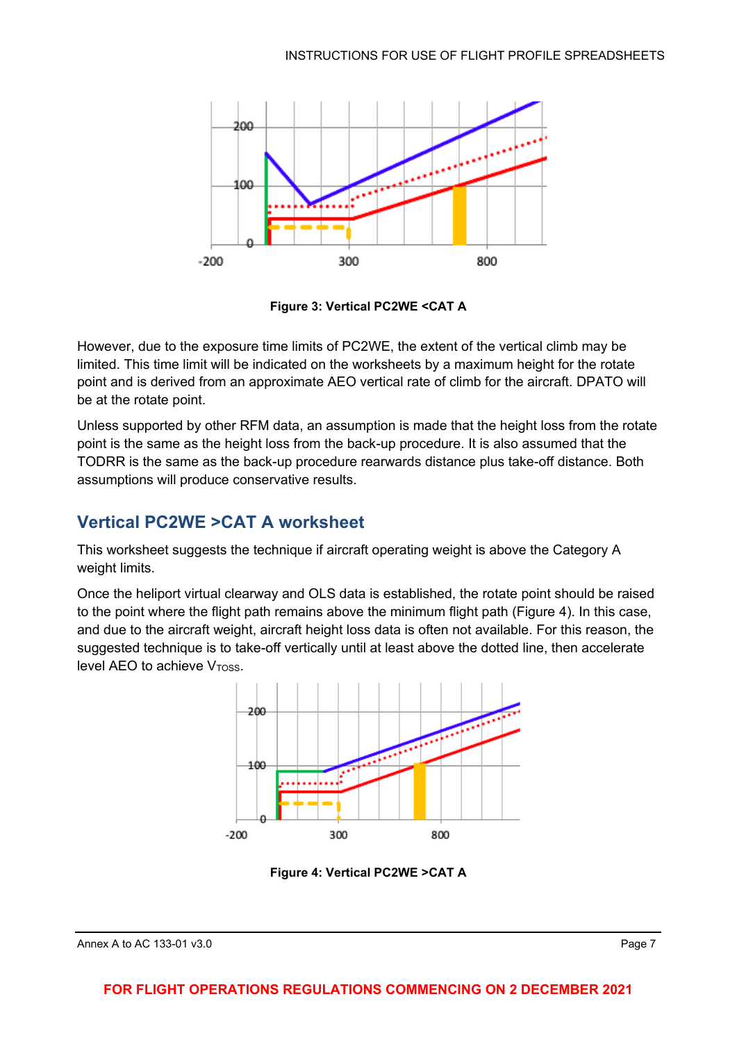Figure 3: Vertical PC2WE <CAT A

However, due to the exposure time limits of PC2WE, the extent of the vertical climb may be limited. This time limit will be indicated on the worksheets by a maximum height for the rotate point and is derived from an approximate AEO vertical rate of climb for the aircraft. DPATO will be at the rotate point.

Unless supported by other RFM data, an assumption is made that the height loss from the rotate point is the same as the height loss from the back-up procedure. It is also assumed that the TODRR is the same as the back-up procedure rearwards distance plus take-off distance. Both assumptions will produce conservative results.

## Vertical PC2WE >CAT A worksheet

This worksheet suggests the technique if aircraft operating weight is above the Category A weight limits.

Once the heliport virtual clearway and OLS data is established, the rotate point should be raised to the point where the flight path remains above the minimum flight path (Figure 4). In this case, and due to the aircraft weight, aircraft height loss data is often not available. For this reason, the suggested technique is to take-off vertically until at least above the dotted line, then accelerate level AEO to achieve $V_{TOSS}$.

Figure 4: Vertical PC2WE >CAT A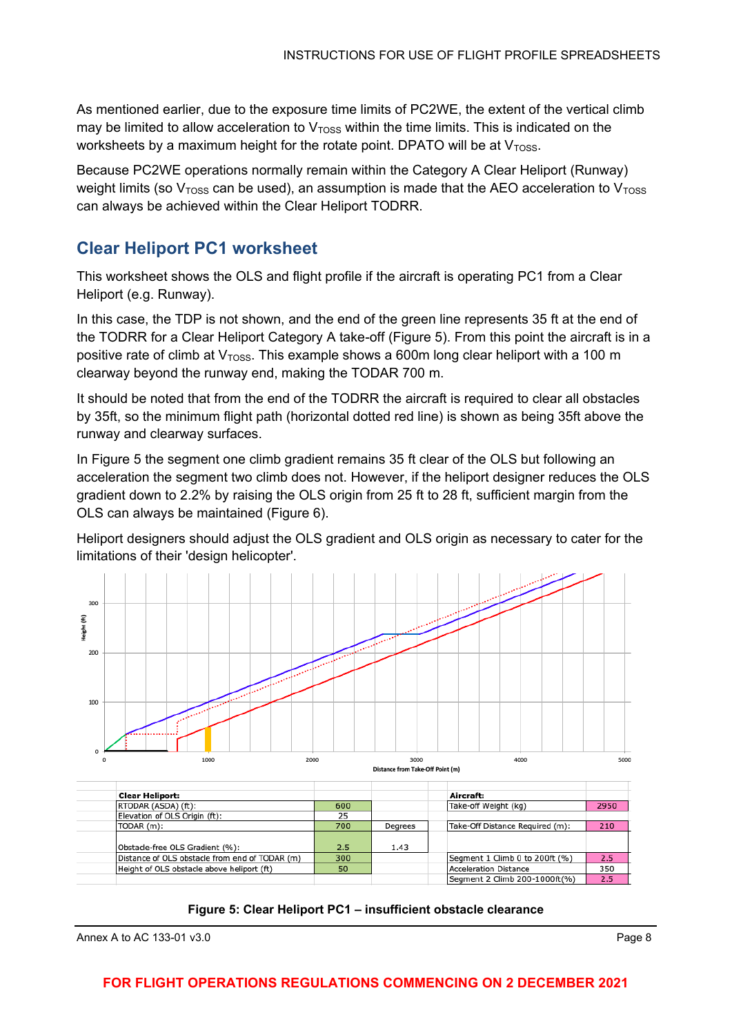As mentioned earlier, due to the exposure time limits of PC2WE, the extent of the vertical climb may be limited to allow acceleration to $V_{TOSS}$ within the time limits. This is indicated on the worksheets by a maximum height for the rotate point. DPATO will be at $V_{TOSS}$.

Because PC2WE operations normally remain within the Category A Clear Heliport (Runway) weight limits (so $V_{TOSS}$ can be used), an assumption is made that the AEO acceleration to $V_{TOSS}$ can always be achieved within the Clear Heliport TODRR.

## Clear Heliport PC1 worksheet

This worksheet shows the OLS and flight profile if the aircraft is operating PC1 from a Clear Heliport (e.g. Runway).

In this case, the TDP is not shown, and the end of the green line represents 35 ft at the end of the TODRR for a Clear Heliport Category A take-off (Figure 5). From this point the aircraft is in a positive rate of climb at $V_{TOSS}$. This example shows a 600m long clear heliport with a 100 m clearway beyond the runway end, making the TODAR 700 m.

It should be noted that from the end of the TODRR the aircraft is required to clear all obstacles by 35ft, so the minimum flight path (horizontal dotted red line) is shown as being 35ft above the runway and clearway surfaces.

In Figure 5 the segment one climb gradient remains 35 ft clear of the OLS but following an acceleration the segment two climb does not. However, if the heliport designer reduces the OLS gradient down to 2.2% by raising the OLS origin from 25 ft to 28 ft, sufficient margin from the OLS can always be maintained (Figure 6).

Heliport designers should adjust the OLS gradient and OLS origin as necessary to cater for the limitations of their 'design helicopter'.

| Clear Heliport: | | | | Aircraft: | |
|---|---|---|---|---|---|
| RTODAR (ASDA) (ft): | 600 | | | Take-off Weight (kg) | 2950 |
| Elevation of OLS Origin (ft): | 25 | | | | |
| TODAR (m): | 700 | Degrees | | Take-Off Distance Required (m): | 210 |
| Obstacle-free OLS Gradient (%): | 2.5 | 1.43 | | | |
| Distance of OLS obstacle from end of TODAR (m) | 300 | | | Segment 1 Climb 0 to 200ft (%) | 2.5 |
| Height of OLS obstacle above heliport (ft) | 50 | | | Acceleration Distance | 350 |
| | | | | Segment 2 Climb 200-1000ft(%) | 2.5 |

**Figure 5: Clear Heliport PC1 – insufficient obstacle clearance**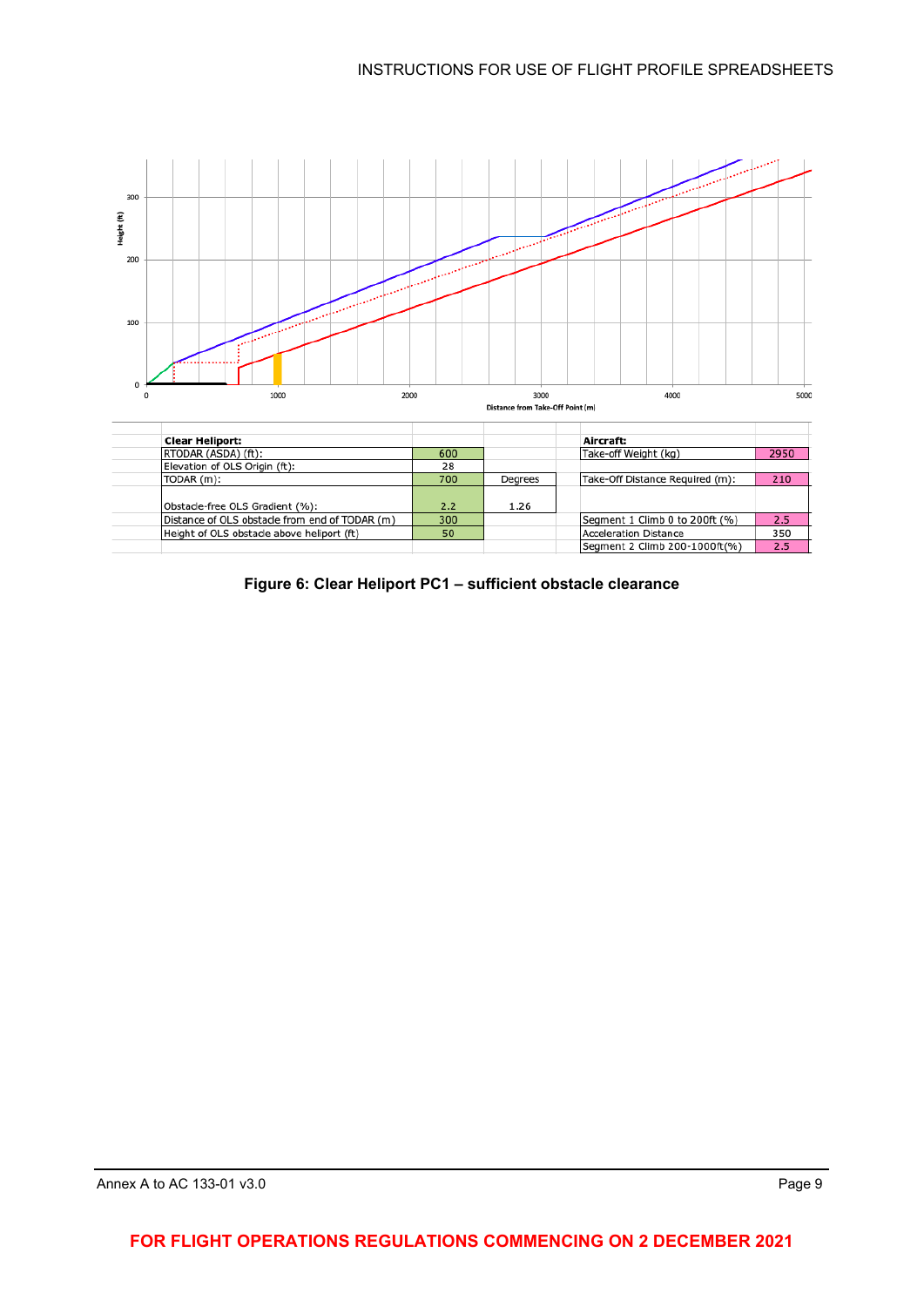Height (ft)

300

200

100

0

0

1000

2000

3000

4000

5000

Distance from Take-Off Point (m)

| | | | | |
|---|---|---|---|---|
| **Clear Heliport:** | | | **Aircraft:** | |
| RTODAR (ASDA) (ft): | 600 | | Take-off Weight (kg) | 2950 |
| Elevation of OLS Origin (ft): | 28 | | | |
| TODAR (m): | 700 | Degrees | Take-Off Distance Required (m): | 210 |
| Obstacle-free OLS Gradient (%): | 2.2 | 1.26 | | |
| Distance of OLS obstacle from end of TODAR (m) | 300 | | Segment 1 Climb 0 to 200ft (%) | 2.5 |
| Height of OLS obstacle above heliport (ft) | 50 | | Acceleration Distance | 350 |
| | | | Segment 2 Climb 200-1000ft(%) | 2.5 |

**Figure 6: Clear Heliport PC1 – sufficient obstacle clearance**

**FOR FLIGHT OPERATIONS REGULATIONS COMMENCING ON 2 DECEMBER 2021**